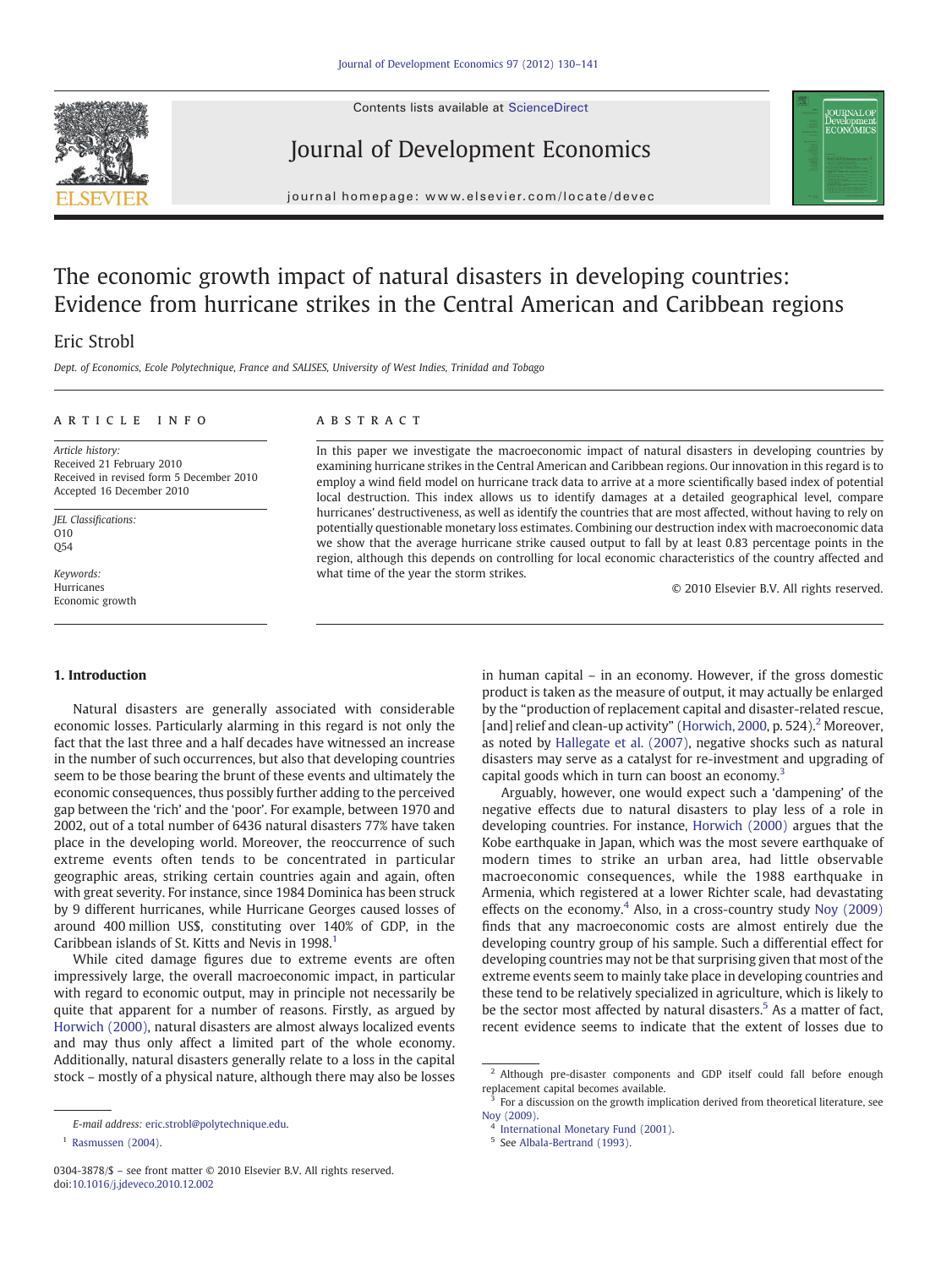# The economic growth impact of natural disasters in developing countries: Evidence from hurricane strikes in the Central American and Caribbean regions

Eric Strobl

*Dept. of Economics, Ecole Polytechnique, France and SALISES, University of West Indies, Trinidad and Tobago*

**ARTICLE INFO**

*Article history:*
Received 21 February 2010
Received in revised form 5 December 2010
Accepted 16 December 2010

*JEL Classifications:*
O10
Q54

*Keywords:*
Hurricanes
Economic growth

**ABSTRACT**

In this paper we investigate the macroeconomic impact of natural disasters in developing countries by examining hurricane strikes in the Central American and Caribbean regions. Our innovation in this regard is to employ a wind field model on hurricane track data to arrive at a more scientifically based index of potential local destruction. This index allows us to identify damages at a detailed geographical level, compare hurricanes' destructiveness, as well as identify the countries that are most affected, without having to rely on potentially questionable monetary loss estimates. Combining our destruction index with macroeconomic data we show that the average hurricane strike caused output to fall by at least 0.83 percentage points in the region, although this depends on controlling for local economic characteristics of the country affected and what time of the year the storm strikes.

© 2010 Elsevier B.V. All rights reserved.

## 1. Introduction

Natural disasters are generally associated with considerable economic losses. Particularly alarming in this regard is not only the fact that the last three and a half decades have witnessed an increase in the number of such occurrences, but also that developing countries seem to be those bearing the brunt of these events and ultimately the economic consequences, thus possibly further adding to the perceived gap between the 'rich' and the 'poor'. For example, between 1970 and 2002, out of a total number of 6436 natural disasters 77% have taken place in the developing world. Moreover, the reoccurrence of such extreme events often tends to be concentrated in particular geographic areas, striking certain countries again and again, often with great severity. For instance, since 1984 Dominica has been struck by 9 different hurricanes, while Hurricane Georges caused losses of around 400 million US$, constituting over 140% of GDP, in the Caribbean islands of St. Kitts and Nevis in 1998.[1]

While cited damage figures due to extreme events are often impressively large, the overall macroeconomic impact, in particular with regard to economic output, may in principle not necessarily be quite that apparent for a number of reasons. Firstly, as argued by Horwich (2000), natural disasters are almost always localized events and may thus only affect a limited part of the whole economy. Additionally, natural disasters generally relate to a loss in the capital stock – mostly of a physical nature, although there may also be losses in human capital – in an economy. However, if the gross domestic product is taken as the measure of output, it may actually be enlarged by the "production of replacement capital and disaster-related rescue, [and] relief and clean-up activity" (Horwich, 2000, p. 524).[2] Moreover, as noted by Hallegate et al. (2007), negative shocks such as natural disasters may serve as a catalyst for re-investment and upgrading of capital goods which in turn can boost an economy.[3]

Arguably, however, one would expect such a 'dampening' of the negative effects due to natural disasters to play less of a role in developing countries. For instance, Horwich (2000) argues that the Kobe earthquake in Japan, which was the most severe earthquake of modern times to strike an urban area, had little observable macroeconomic consequences, while the 1988 earthquake in Armenia, which registered at a lower Richter scale, had devastating effects on the economy.[4] Also, in a cross-country study Noy (2009) finds that any macroeconomic costs are almost entirely due the developing country group of his sample. Such a differential effect for developing countries may not be that surprising given that most of the extreme events seem to mainly take place in developing countries and these tend to be relatively specialized in agriculture, which is likely to be the sector most affected by natural disasters.[5] As a matter of fact, recent evidence seems to indicate that the extent of losses due to

E-mail address: eric.strobl@polytechnique.edu.

[1] Rasmussen (2004).

[2] Although pre-disaster components and GDP itself could fall before enough replacement capital becomes available.

[3] For a discussion on the growth implication derived from theoretical literature, see Noy (2009).

[4] International Monetary Fund (2001).

[5] See Albala-Bertrand (1993).

0304-3878/$ – see front matter © 2010 Elsevier B.V. All rights reserved.
doi:10.1016/j.jdeveco.2010.12.002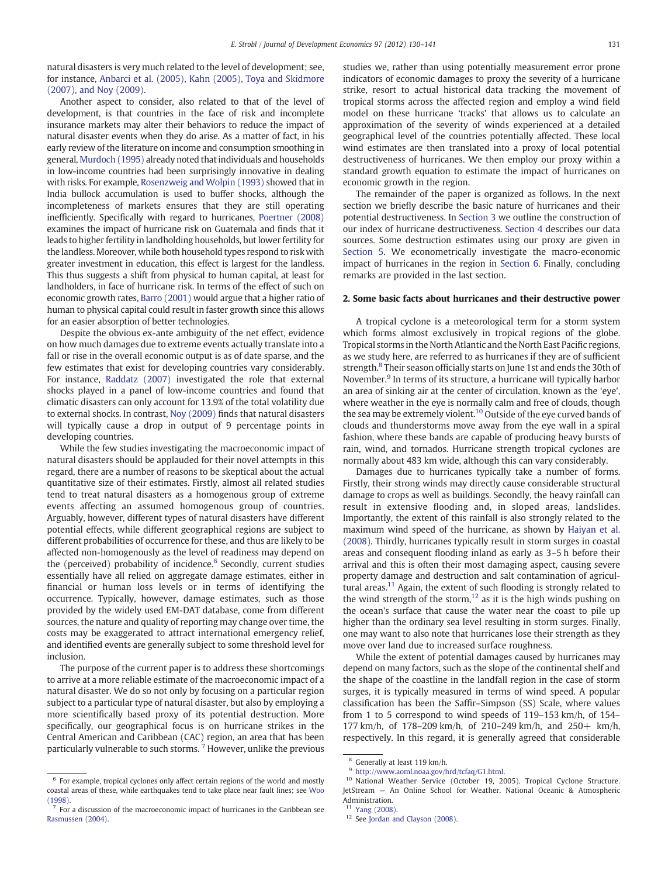natural disasters is very much related to the level of development; see, for instance, Anbarci et al. (2005), Kahn (2005), Toya and Skidmore (2007), and Noy (2009).

Another aspect to consider, also related to that of the level of development, is that countries in the face of risk and incomplete insurance markets may alter their behaviors to reduce the impact of natural disaster events when they do arise. As a matter of fact, in his early review of the literature on income and consumption smoothing in general, Murdoch (1995) already noted that individuals and households in low-income countries had been surprisingly innovative in dealing with risks. For example, Rosenzweig and Wolpin (1993) showed that in India bullock accumulation is used to buffer shocks, although the incompleteness of markets ensures that they are still operating inefficiently. Specifically with regard to hurricanes, Poertner (2008) examines the impact of hurricane risk on Guatemala and finds that it leads to higher fertility in landholding households, but lower fertility for the landless. Moreover, while both household types respond to risk with greater investment in education, this effect is largest for the landless. This thus suggests a shift from physical to human capital, at least for landholders, in face of hurricane risk. In terms of the effect of such on economic growth rates, Barro (2001) would argue that a higher ratio of human to physical capital could result in faster growth since this allows for an easier absorption of better technologies.

Despite the obvious ex-ante ambiguity of the net effect, evidence on how much damages due to extreme events actually translate into a fall or rise in the overall economic output is as of date sparse, and the few estimates that exist for developing countries vary considerably. For instance, Raddatz (2007) investigated the role that external shocks played in a panel of low-income countries and found that climatic disasters can only account for 13.9% of the total volatility due to external shocks. In contrast, Noy (2009) finds that natural disasters will typically cause a drop in output of 9 percentage points in developing countries.

While the few studies investigating the macroeconomic impact of natural disasters should be applauded for their novel attempts in this regard, there are a number of reasons to be skeptical about the actual quantitative size of their estimates. Firstly, almost all related studies tend to treat natural disasters as a homogenous group of extreme events affecting an assumed homogenous group of countries. Arguably, however, different types of natural disasters have different potential effects, while different geographical regions are subject to different probabilities of occurrence for these, and thus are likely to be affected non-homogenously as the level of readiness may depend on the (perceived) probability of incidence.[6] Secondly, current studies essentially have all relied on aggregate damage estimates, either in financial or human loss levels or in terms of identifying the occurrence. Typically, however, damage estimates, such as those provided by the widely used EM-DAT database, come from different sources, the nature and quality of reporting may change over time, the costs may be exaggerated to attract international emergency relief, and identified events are generally subject to some threshold level for inclusion.

The purpose of the current paper is to address these shortcomings to arrive at a more reliable estimate of the macroeconomic impact of a natural disaster. We do so not only by focusing on a particular region subject to a particular type of natural disaster, but also by employing a more scientifically based proxy of its potential destruction. More specifically, our geographical focus is on hurricane strikes in the Central American and Caribbean (CAC) region, an area that has been particularly vulnerable to such storms.[7] However, unlike the previous studies we, rather than using potentially measurement error prone indicators of economic damages to proxy the severity of a hurricane strike, resort to actual historical data tracking the movement of tropical storms across the affected region and employ a wind field model on these hurricane 'tracks' that allows us to calculate an approximation of the severity of winds experienced at a detailed geographical level of the countries potentially affected. These local wind estimates are then translated into a proxy of local potential destructiveness of hurricanes. We then employ our proxy within a standard growth equation to estimate the impact of hurricanes on economic growth in the region.

The remainder of the paper is organized as follows. In the next section we briefly describe the basic nature of hurricanes and their potential destructiveness. In Section 3 we outline the construction of our index of hurricane destructiveness. Section 4 describes our data sources. Some destruction estimates using our proxy are given in Section 5. We econometrically investigate the macro-economic impact of hurricanes in the region in Section 6. Finally, concluding remarks are provided in the last section.

## 2. Some basic facts about hurricanes and their destructive power

A tropical cyclone is a meteorological term for a storm system which forms almost exclusively in tropical regions of the globe. Tropical storms in the North Atlantic and the North East Pacific regions, as we study here, are referred to as hurricanes if they are of sufficient strength.[8] Their season officially starts on June 1st and ends the 30th of November.[9] In terms of its structure, a hurricane will typically harbor an area of sinking air at the center of circulation, known as the 'eye', where weather in the eye is normally calm and free of clouds, though the sea may be extremely violent.[10] Outside of the eye curved bands of clouds and thunderstorms move away from the eye wall in a spiral fashion, where these bands are capable of producing heavy bursts of rain, wind, and tornados. Hurricane strength tropical cyclones are normally about 483 km wide, although this can vary considerably.

Damages due to hurricanes typically take a number of forms. Firstly, their strong winds may directly cause considerable structural damage to crops as well as buildings. Secondly, the heavy rainfall can result in extensive flooding and, in sloped areas, landslides. Importantly, the extent of this rainfall is also strongly related to the maximum wind speed of the hurricane, as shown by Haiyan et al. (2008). Thirdly, hurricanes typically result in storm surges in coastal areas and consequent flooding inland as early as 3–5 h before their arrival and this is often their most damaging aspect, causing severe property damage and destruction and salt contamination of agricultural areas.[11] Again, the extent of such flooding is strongly related to the wind strength of the storm,[12] as it is the high winds pushing on the ocean's surface that cause the water near the coast to pile up higher than the ordinary sea level resulting in storm surges. Finally, one may want to also note that hurricanes lose their strength as they move over land due to increased surface roughness.

While the extent of potential damages caused by hurricanes may depend on many factors, such as the slope of the continental shelf and the shape of the coastline in the landfall region in the case of storm surges, it is typically measured in terms of wind speed. A popular classification has been the Saffir–Simpson (SS) Scale, where values from 1 to 5 correspond to wind speeds of 119–153 km/h, of 154–177 km/h, of 178–209 km/h, of 210–249 km/h, and 250+ km/h, respectively. In this regard, it is generally agreed that considerable

---

[6] For example, tropical cyclones only affect certain regions of the world and mostly coastal areas of these, while earthquakes tend to take place near fault lines; see Woo (1998).

[7] For a discussion of the macroeconomic impact of hurricanes in the Caribbean see Rasmussen (2004).

[8] Generally at least 119 km/h.

[9] http://www.aoml.noaa.gov/hrd/tcfaq/G1.html.

[10] National Weather Service (October 19, 2005). Tropical Cyclone Structure. JetStream — An Online School for Weather. National Oceanic & Atmospheric Administration.

[11] Yang (2008).

[12] See Jordan and Clayson (2008).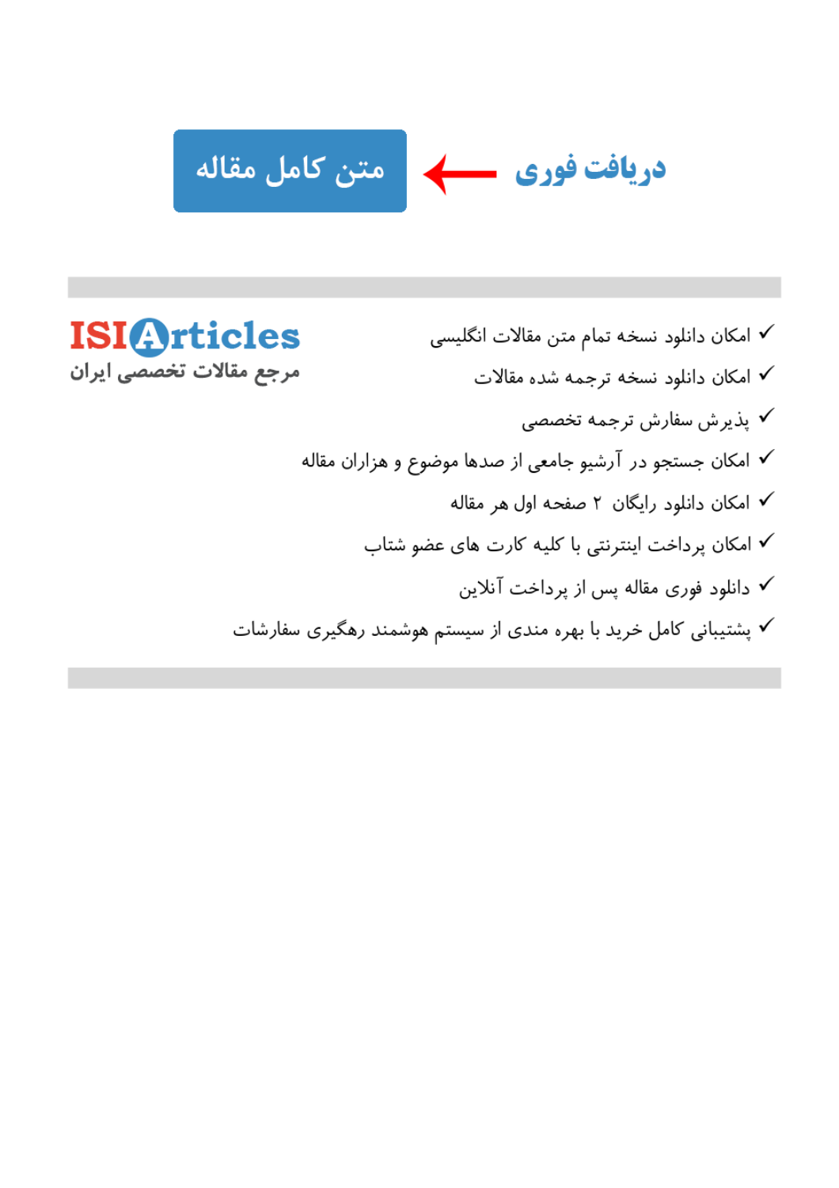دریافت فوری ← متن کامل مقاله

**ISIArticles**
مرجع مقالات تخصصی ایران

- ✓ امکان دانلود نسخه تمام متن مقالات انگلیسی
- ✓ امکان دانلود نسخه ترجمه شده مقالات
- ✓ پذیرش سفارش ترجمه تخصصی
- ✓ امکان جستجو در آرشیو جامعی از صدها موضوع و هزاران مقاله
- ✓ امکان دانلود رایگان ۲ صفحه اول هر مقاله
- ✓ امکان پرداخت اینترنتی با کلیه کارت های عضو شتاب
- ✓ دانلود فوری مقاله پس از پرداخت آنلاین
- ✓ پشتیبانی کامل خرید با بهره مندی از سیستم هوشمند رهگیری سفارشات